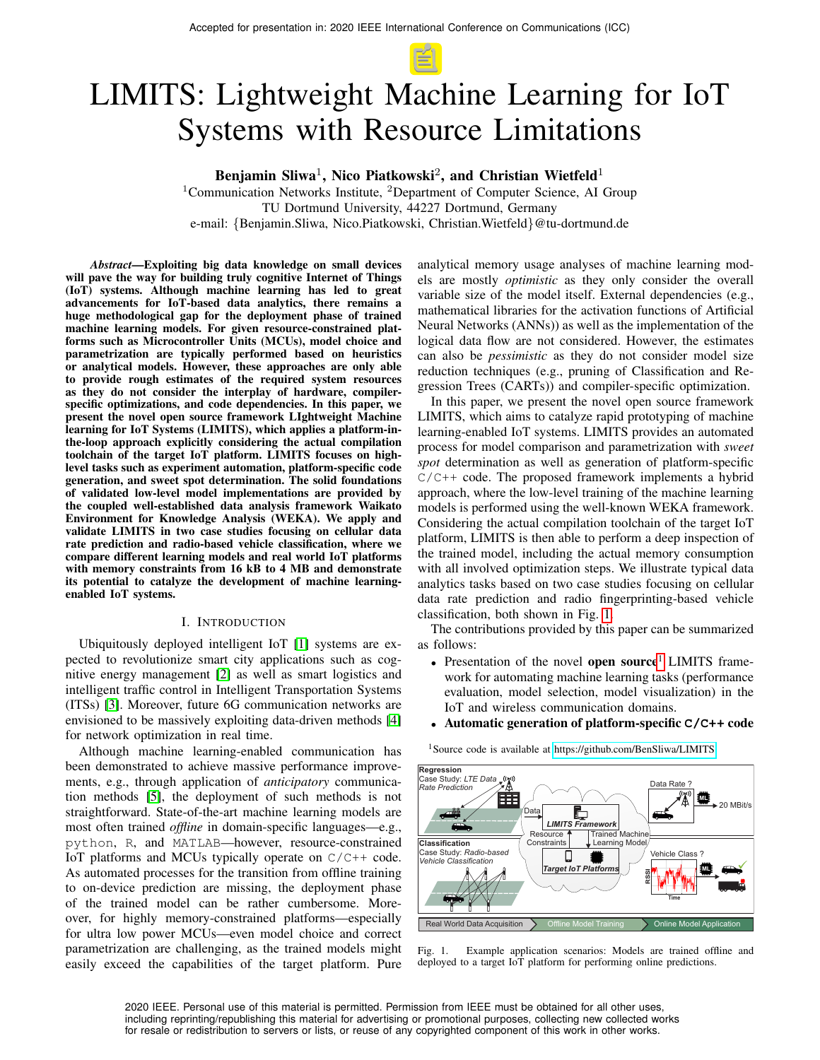Accepted for presentation in: 2020 IEEE International Conference on Communications (ICC)

# LIMITS: Lightweight Machine Learning for IoT Systems with Resource Limitations

**Benjamin Sliwa**[1], **Nico Piatkowski**[2], **and Christian Wietfeld**[1]

[1]Communication Networks Institute, [2]Department of Computer Science, AI Group
TU Dortmund University, 44227 Dortmund, Germany
e-mail: {Benjamin.Sliwa, Nico.Piatkowski, Christian.Wietfeld}@tu-dortmund.de

***Abstract*—Exploiting big data knowledge on small devices will pave the way for building truly cognitive Internet of Things (IoT) systems. Although machine learning has led to great advancements for IoT-based data analytics, there remains a huge methodological gap for the deployment phase of trained machine learning models. For given resource-constrained platforms such as Microcontroller Units (MCUs), model choice and parametrization are typically performed based on heuristics or analytical models. However, these approaches are only able to provide rough estimates of the required system resources as they do not consider the interplay of hardware, compiler-specific optimizations, and code dependencies. In this paper, we present the novel open source framework LIghtweight Machine learning for IoT Systems (LIMITS), which applies a platform-in-the-loop approach explicitly considering the actual compilation toolchain of the target IoT platform. LIMITS focuses on high-level tasks such as experiment automation, platform-specific code generation, and sweet spot determination. The solid foundations of validated low-level model implementations are provided by the coupled well-established data analysis framework Waikato Environment for Knowledge Analysis (WEKA). We apply and validate LIMITS in two case studies focusing on cellular data rate prediction and radio-based vehicle classification, where we compare different learning models and real world IoT platforms with memory constraints from 16 kB to 4 MB and demonstrate its potential to catalyze the development of machine learning-enabled IoT systems.**

## I. Introduction

Ubiquitously deployed intelligent IoT [1] systems are expected to revolutionize smart city applications such as cognitive energy management [2] as well as smart logistics and intelligent traffic control in Intelligent Transportation Systems (ITSs) [3]. Moreover, future 6G communication networks are envisioned to be massively exploiting data-driven methods [4] for network optimization in real time.

Although machine learning-enabled communication has been demonstrated to achieve massive performance improvements, e.g., through application of *anticipatory* communication methods [5], the deployment of such methods is not straightforward. State-of-the-art machine learning models are most often trained *offline* in domain-specific languages—e.g., `python`, `R`, and `MATLAB`—however, resource-constrained IoT platforms and MCUs typically operate on `C/C++` code. As automated processes for the transition from offline training to on-device prediction are missing, the deployment phase of the trained model can be rather cumbersome. Moreover, for highly memory-constrained platforms—especially for ultra low power MCUs—even model choice and correct parametrization are challenging, as the trained models might easily exceed the capabilities of the target platform. Pure analytical memory usage analyses of machine learning models are mostly *optimistic* as they only consider the overall variable size of the model itself. External dependencies (e.g., mathematical libraries for the activation functions of Artificial Neural Networks (ANNs)) as well as the implementation of the logical data flow are not considered. However, the estimates can also be *pessimistic* as they do not consider model size reduction techniques (e.g., pruning of Classification and Regression Trees (CARTs)) and compiler-specific optimization.

In this paper, we present the novel open source framework LIMITS, which aims to catalyze rapid prototyping of machine learning-enabled IoT systems. LIMITS provides an automated process for model comparison and parametrization with *sweet spot* determination as well as generation of platform-specific `C/C++` code. The proposed framework implements a hybrid approach, where the low-level training of the machine learning models is performed using the well-known WEKA framework. Considering the actual compilation toolchain of the target IoT platform, LIMITS is then able to perform a deep inspection of the trained model, including the actual memory consumption with all involved optimization steps. We illustrate typical data analytics tasks based on two case studies focusing on cellular data rate prediction and radio fingerprinting-based vehicle classification, both shown in Fig. 1.

The contributions provided by this paper can be summarized as follows:

- Presentation of the novel **open source**[1] LIMITS framework for automating machine learning tasks (performance evaluation, model selection, model visualization) in the IoT and wireless communication domains.
- **Automatic generation of platform-specific `C/C++` code**

[1]Source code is available at https://github.com/BenSliwa/LIMITS

Fig. 1. Example application scenarios: Models are trained offline and deployed to a target IoT platform for performing online predictions.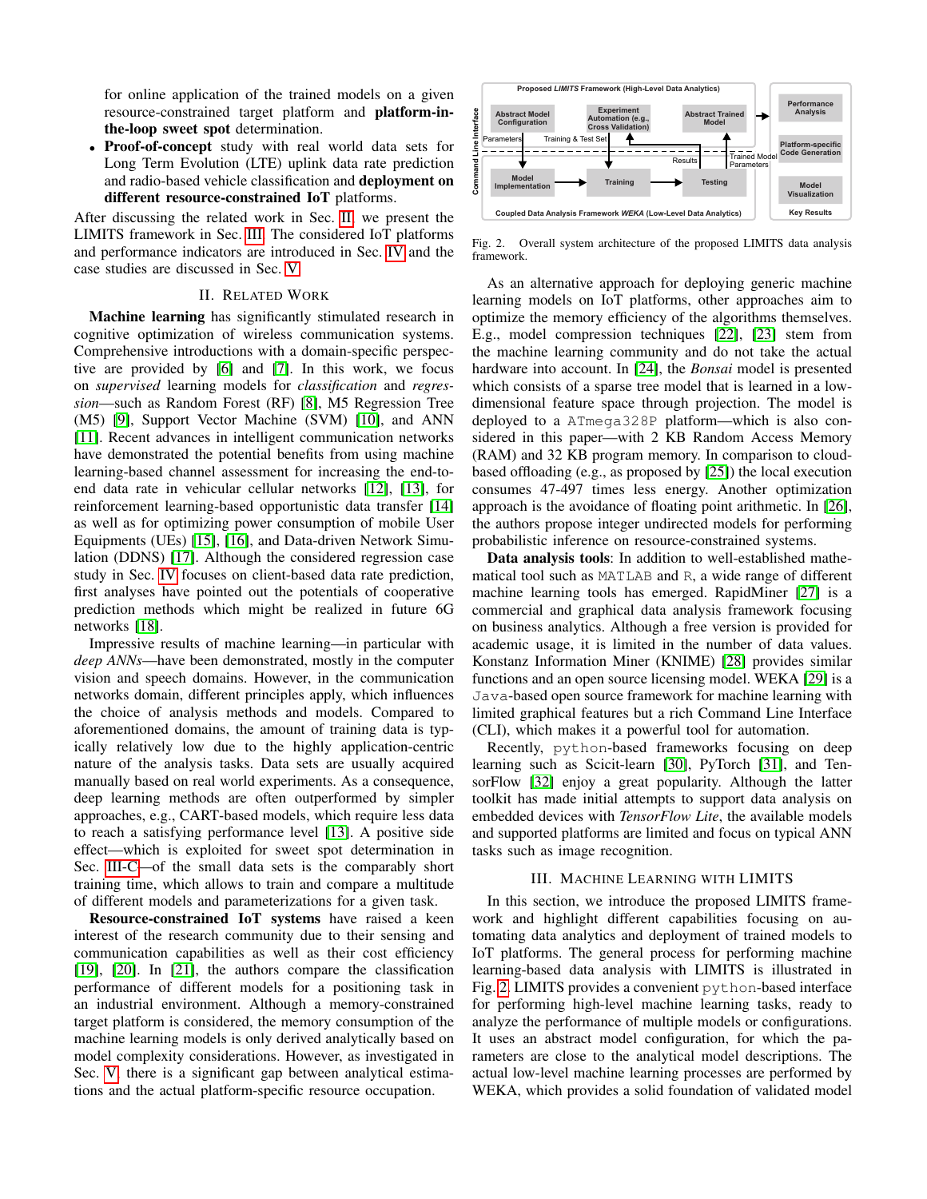for online application of the trained models on a given resource-constrained target platform and **platform-in-the-loop sweet spot** determination.

- **Proof-of-concept** study with real world data sets for Long Term Evolution (LTE) uplink data rate prediction and radio-based vehicle classification and **deployment on different resource-constrained IoT** platforms.

After discussing the related work in Sec. II, we present the LIMITS framework in Sec. III. The considered IoT platforms and performance indicators are introduced in Sec. IV and the case studies are discussed in Sec. V.

## II. Related Work

**Machine learning** has significantly stimulated research in cognitive optimization of wireless communication systems. Comprehensive introductions with a domain-specific perspective are provided by [6] and [7]. In this work, we focus on *supervised* learning models for *classification* and *regression*—such as Random Forest (RF) [8], M5 Regression Tree (M5) [9], Support Vector Machine (SVM) [10], and ANN [11]. Recent advances in intelligent communication networks have demonstrated the potential benefits from using machine learning-based channel assessment for increasing the end-to-end data rate in vehicular cellular networks [12], [13], for reinforcement learning-based opportunistic data transfer [14] as well as for optimizing power consumption of mobile User Equipments (UEs) [15], [16], and Data-driven Network Simulation (DDNS) [17]. Although the considered regression case study in Sec. IV focuses on client-based data rate prediction, first analyses have pointed out the potentials of cooperative prediction methods which might be realized in future 6G networks [18].

Impressive results of machine learning—in particular with *deep ANNs*—have been demonstrated, mostly in the computer vision and speech domains. However, in the communication networks domain, different principles apply, which influences the choice of analysis methods and models. Compared to aforementioned domains, the amount of training data is typically relatively low due to the highly application-centric nature of the analysis tasks. Data sets are usually acquired manually based on real world experiments. As a consequence, deep learning methods are often outperformed by simpler approaches, e.g., CART-based models, which require less data to reach a satisfying performance level [13]. A positive side effect—which is exploited for sweet spot determination in Sec. III-C—of the small data sets is the comparably short training time, which allows to train and compare a multitude of different models and parameterizations for a given task.

**Resource-constrained IoT systems** have raised a keen interest of the research community due to their sensing and communication capabilities as well as their cost efficiency [19], [20]. In [21], the authors compare the classification performance of different models for a positioning task in an industrial environment. Although a memory-constrained target platform is considered, the memory consumption of the machine learning models is only derived analytically based on model complexity considerations. However, as investigated in Sec. V, there is a significant gap between analytical estimations and the actual platform-specific resource occupation.

Fig. 2. Overall system architecture of the proposed LIMITS data analysis framework.

As an alternative approach for deploying generic machine learning models on IoT platforms, other approaches aim to optimize the memory efficiency of the algorithms themselves. E.g., model compression techniques [22], [23] stem from the machine learning community and do not take the actual hardware into account. In [24], the *Bonsai* model is presented which consists of a sparse tree model that is learned in a low-dimensional feature space through projection. The model is deployed to a `ATmega328P` platform—which is also considered in this paper—with 2 KB Random Access Memory (RAM) and 32 KB program memory. In comparison to cloud-based offloading (e.g., as proposed by [25]) the local execution consumes 47-497 times less energy. Another optimization approach is the avoidance of floating point arithmetic. In [26], the authors propose integer undirected models for performing probabilistic inference on resource-constrained systems.

**Data analysis tools**: In addition to well-established mathematical tool such as `MATLAB` and `R`, a wide range of different machine learning tools has emerged. RapidMiner [27] is a commercial and graphical data analysis framework focusing on business analytics. Although a free version is provided for academic usage, it is limited in the number of data values. Konstanz Information Miner (KNIME) [28] provides similar functions and an open source licensing model. WEKA [29] is a `Java`-based open source framework for machine learning with limited graphical features but a rich Command Line Interface (CLI), which makes it a powerful tool for automation.

Recently, `python`-based frameworks focusing on deep learning such as Scicit-learn [30], PyTorch [31], and TensorFlow [32] enjoy a great popularity. Although the latter toolkit has made initial attempts to support data analysis on embedded devices with *TensorFlow Lite*, the available models and supported platforms are limited and focus on typical ANN tasks such as image recognition.

## III. Machine Learning with LIMITS

In this section, we introduce the proposed LIMITS framework and highlight different capabilities focusing on automating data analytics and deployment of trained models to IoT platforms. The general process for performing machine learning-based data analysis with LIMITS is illustrated in Fig. 2. LIMITS provides a convenient `python`-based interface for performing high-level machine learning tasks, ready to analyze the performance of multiple models or configurations. It uses an abstract model configuration, for which the parameters are close to the analytical model descriptions. The actual low-level machine learning processes are performed by WEKA, which provides a solid foundation of validated model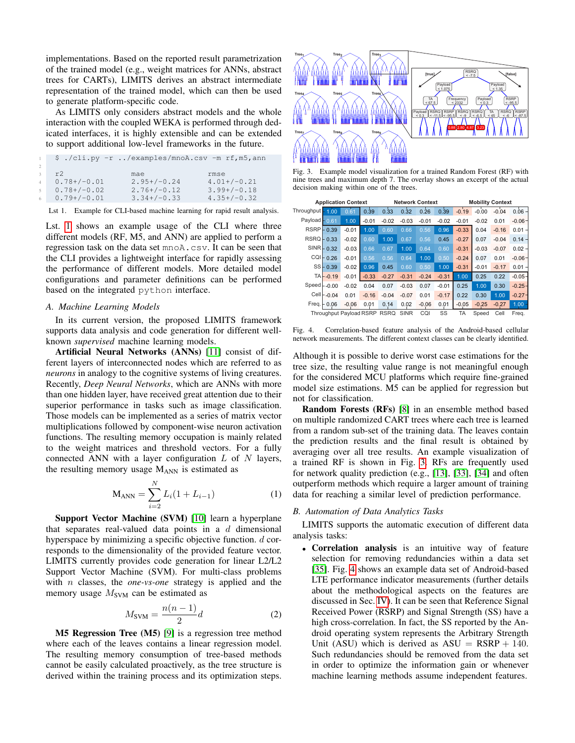implementations. Based on the reported result parametrization of the trained model (e.g., weight matrices for ANNs, abstract trees for CARTs), LIMITS derives an abstract intermediate representation of the trained model, which can then be used to generate platform-specific code.

As LIMITS only considers abstract models and the whole interaction with the coupled WEKA is performed through dedicated interfaces, it is highly extensible and can be extended to support additional low-level frameworks in the future.

```
$ ./cli.py -r ../examples/mnoA.csv -m rf,m5,ann

r2              mae             rmse
0.78+/-0.01     2.95+/-0.24     4.01+/-0.21
0.78+/-0.02     2.76+/-0.12     3.99+/-0.18
0.79+/-0.01     3.34+/-0.33     4.35+/-0.32
```

Lst 1. Example for CLI-based machine learning for rapid result analysis.

Lst. 1 shows an example usage of the CLI where three different models (RF, M5, and ANN) are applied to perform a regression task on the data set mnoA.csv. It can be seen that the CLI provides a lightweight interface for rapidly assessing the performance of different models. More detailed model configurations and parameter definitions can be performed based on the integrated python interface.

### A. Machine Learning Models

In its current version, the proposed LIMITS framework supports data analysis and code generation for different well-known *supervised* machine learning models.

**Artificial Neural Networks (ANNs)** [11] consist of different layers of interconnected nodes which are referred to as *neurons* in analogy to the cognitive systems of living creatures. Recently, *Deep Neural Networks*, which are ANNs with more than one hidden layer, have received great attention due to their superior performance in tasks such as image classification. Those models can be implemented as a series of matrix vector multiplications followed by component-wise neuron activation functions. The resulting memory occupation is mainly related to the weight matrices and threshold vectors. For a fully connected ANN with a layer configuration $L$ of $N$ layers, the resulting memory usage $\text{M}_{\text{ANN}}$ is estimated as

$$\text{M}_{\text{ANN}} = \sum_{i=2}^{N} L_i(1 + L_{i-1}) \tag{1}$$

**Support Vector Machine (SVM)** [10] learn a hyperplane that separates real-valued data points in a $d$ dimensional hyperspace by minimizing a specific objective function. $d$ corresponds to the dimensionality of the provided feature vector. LIMITS currently provides code generation for linear L2/L2 Support Vector Machine (SVM). For multi-class problems with $n$ classes, the *one-vs-one* strategy is applied and the memory usage $M_{\text{SVM}}$ can be estimated as

$$M_{\text{SVM}} = \frac{n(n-1)}{2} d \tag{2}$$

**M5 Regression Tree (M5)** [9] is a regression tree method where each of the leaves contains a linear regression model. The resulting memory consumption of tree-based methods cannot be easily calculated proactively, as the tree structure is derived within the training process and its optimization steps.

Fig. 3. Example model visualization for a trained Random Forest (RF) with nine trees and maximum depth 7. The overlay shows an excerpt of the actual decision making within one of the trees.

| | Throughput | Payload | RSRP | RSRQ | SINR | CQI | SS | TA | Speed | Cell | Freq. |
|---|---|---|---|---|---|---|---|---|---|---|---|
| Throughput | 1.00 | 0.61 | 0.39 | 0.33 | 0.32 | 0.26 | 0.39 | -0.19 | -0.00 | -0.04 | 0.06 |
| Payload | 0.61 | 1.00 | -0.01 | -0.02 | -0.03 | -0.01 | -0.02 | -0.01 | -0.02 | 0.01 | -0.06 |
| RSRP | 0.39 | -0.01 | 1.00 | 0.60 | 0.66 | 0.56 | 0.96 | -0.33 | 0.04 | -0.16 | 0.01 |
| RSRQ | 0.33 | -0.02 | 0.60 | 1.00 | 0.67 | 0.56 | 0.45 | -0.27 | 0.07 | -0.04 | 0.14 |
| SINR | 0.32 | -0.03 | 0.66 | 0.67 | 1.00 | 0.64 | 0.60 | -0.31 | -0.03 | -0.07 | 0.02 |
| CQI | 0.26 | -0.01 | 0.56 | 0.56 | 0.64 | 1.00 | 0.50 | -0.24 | 0.07 | 0.01 | -0.06 |
| SS | 0.39 | -0.02 | 0.96 | 0.45 | 0.60 | 0.50 | 1.00 | -0.31 | -0.01 | -0.17 | 0.01 |
| TA | -0.19 | -0.01 | -0.33 | -0.27 | -0.31 | -0.24 | -0.31 | 1.00 | 0.25 | 0.22 | -0.05 |
| Speed | -0.00 | -0.02 | 0.04 | 0.07 | -0.03 | 0.07 | -0.01 | 0.25 | 1.00 | 0.30 | -0.25 |
| Cell | -0.04 | 0.01 | -0.16 | -0.04 | -0.07 | 0.01 | -0.17 | 0.22 | 0.30 | 1.00 | -0.27 |
| Freq. | 0.06 | -0.06 | 0.01 | 0.14 | 0.02 | -0.06 | 0.01 | -0.05 | -0.25 | -0.27 | 1.00 |

Application Context: Throughput, Payload; Network Context: RSRP, RSRQ, SINR, CQI, SS; Mobility Context: TA, Speed, Cell, Freq.

Fig. 4. Correlation-based feature analysis of the Android-based cellular network measurements. The different context classes can be clearly identified.

Although it is possible to derive worst case estimations for the tree size, the resulting value range is not meaningful enough for the considered MCU platforms which require fine-grained model size estimations. M5 can be applied for regression but not for classification.

**Random Forests (RFs)** [8] in an ensemble method based on multiple randomized CART trees where each tree is learned from a random sub-set of the training data. The leaves contain the prediction results and the final result is obtained by averaging over all tree results. An example visualization of a trained RF is shown in Fig. 3. RFs are frequently used for network quality prediction (e.g., [13], [33], [34] and often outperform methods which require a larger amount of training data for reaching a similar level of prediction performance.

### B. Automation of Data Analytics Tasks

LIMITS supports the automatic execution of different data analysis tasks:

- **Correlation analysis** is an intuitive way of feature selection for removing redundancies within a data set [35]. Fig. 4 shows an example data set of Android-based LTE performance indicator measurements (further details about the methodological aspects on the features are discussed in Sec. IV). It can be seen that Reference Signal Received Power (RSRP) and Signal Strength (SS) have a high cross-correlation. In fact, the SS reported by the Android operating system represents the Arbitrary Strength Unit (ASU) which is derived as ASU = RSRP + 140. Such redundancies should be removed from the data set in order to optimize the information gain or whenever machine learning methods assume independent features.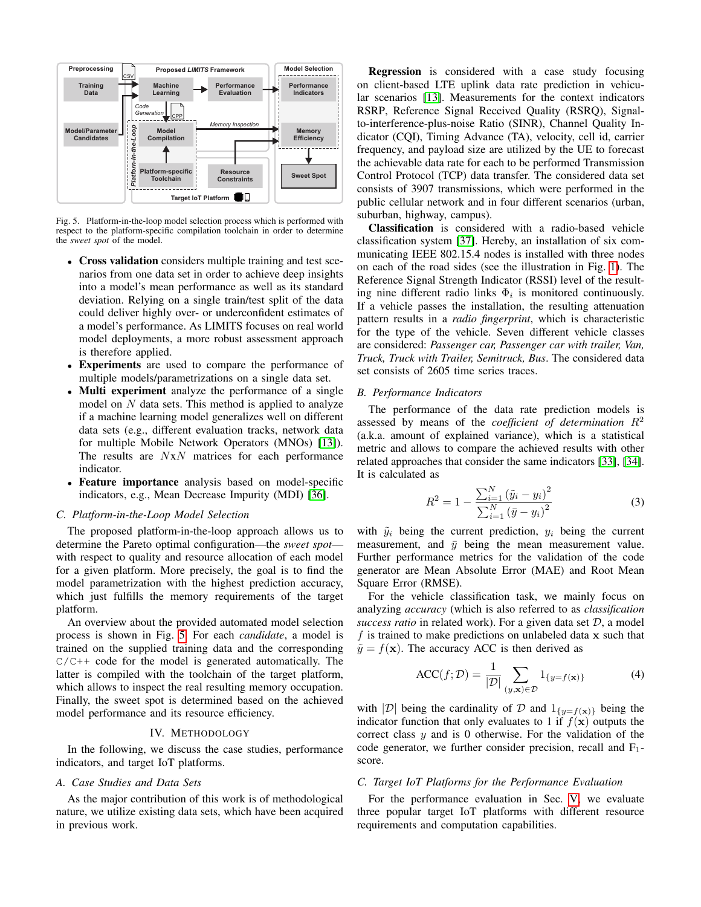Fig. 5. Platform-in-the-loop model selection process which is performed with respect to the platform-specific compilation toolchain in order to determine the *sweet spot* of the model.

- **Cross validation** considers multiple training and test scenarios from one data set in order to achieve deep insights into a model's mean performance as well as its standard deviation. Relying on a single train/test split of the data could deliver highly over- or underconfident estimates of a model's performance. As LIMITS focuses on real world model deployments, a more robust assessment approach is therefore applied.
- **Experiments** are used to compare the performance of multiple models/parametrizations on a single data set.
- **Multi experiment** analyze the performance of a single model on $N$ data sets. This method is applied to analyze if a machine learning model generalizes well on different data sets (e.g., different evaluation tracks, network data for multiple Mobile Network Operators (MNOs) [13]). The results are $N$x$N$ matrices for each performance indicator.
- **Feature importance** analysis based on model-specific indicators, e.g., Mean Decrease Impurity (MDI) [36].

### C. Platform-in-the-Loop Model Selection

The proposed platform-in-the-loop approach allows us to determine the Pareto optimal configuration—the *sweet spot*—with respect to quality and resource allocation of each model for a given platform. More precisely, the goal is to find the model parametrization with the highest prediction accuracy, which just fulfills the memory requirements of the target platform.

An overview about the provided automated model selection process is shown in Fig. 5. For each *candidate*, a model is trained on the supplied training data and the corresponding C/C++ code for the model is generated automatically. The latter is compiled with the toolchain of the target platform, which allows to inspect the real resulting memory occupation. Finally, the sweet spot is determined based on the achieved model performance and its resource efficiency.

## IV. Methodology

In the following, we discuss the case studies, performance indicators, and target IoT platforms.

### A. Case Studies and Data Sets

As the major contribution of this work is of methodological nature, we utilize existing data sets, which have been acquired in previous work.

**Regression** is considered with a case study focusing on client-based LTE uplink data rate prediction in vehicular scenarios [13]. Measurements for the context indicators RSRP, Reference Signal Received Quality (RSRQ), Signal-to-interference-plus-noise Ratio (SINR), Channel Quality Indicator (CQI), Timing Advance (TA), velocity, cell id, carrier frequency, and payload size are utilized by the UE to forecast the achievable data rate for each to be performed Transmission Control Protocol (TCP) data transfer. The considered data set consists of 3907 transmissions, which were performed in the public cellular network and in four different scenarios (urban, suburban, highway, campus).

**Classification** is considered with a radio-based vehicle classification system [37]. Hereby, an installation of six communicating IEEE 802.15.4 nodes is installed with three nodes on each of the road sides (see the illustration in Fig. 1). The Reference Signal Strength Indicator (RSSI) level of the resulting nine different radio links $\Phi_i$ is monitored continuously. If a vehicle passes the installation, the resulting attenuation pattern results in a *radio fingerprint*, which is characteristic for the type of the vehicle. Seven different vehicle classes are considered: *Passenger car, Passenger car with trailer, Van, Truck, Truck with Trailer, Semitruck, Bus*. The considered data set consists of 2605 time series traces.

### B. Performance Indicators

The performance of the data rate prediction models is assessed by means of the *coefficient of determination* $R^2$ (a.k.a. amount of explained variance), which is a statistical metric and allows to compare the achieved results with other related approaches that consider the same indicators [33], [34]. It is calculated as

$$R^2 = 1 - \frac{\sum_{i=1}^{N} \left(\tilde{y}_i - y_i\right)^2}{\sum_{i=1}^{N} \left(\bar{y} - y_i\right)^2} \tag{3}$$

with $\tilde{y}_i$ being the current prediction, $y_i$ being the current measurement, and $\bar{y}$ being the mean measurement value. Further performance metrics for the validation of the code generator are Mean Absolute Error (MAE) and Root Mean Square Error (RMSE).

For the vehicle classification task, we mainly focus on analyzing *accuracy* (which is also referred to as *classification success ratio* in related work). For a given data set $\mathcal{D}$, a model $f$ is trained to make predictions on unlabeled data $\mathbf{x}$ such that $\tilde{y} = f(\mathbf{x})$. The accuracy ACC is then derived as

$$\text{ACC}(f; \mathcal{D}) = \frac{1}{|\mathcal{D}|} \sum_{(y,\mathbf{x}) \in \mathcal{D}} 1_{\{y=f(\mathbf{x})\}} \tag{4}$$

with $|\mathcal{D}|$ being the cardinality of $\mathcal{D}$ and $1_{\{y=f(\mathbf{x})\}}$ being the indicator function that only evaluates to 1 if $f(\mathbf{x})$ outputs the correct class $y$ and is 0 otherwise. For the validation of the code generator, we further consider precision, recall and $F_1$-score.

### C. Target IoT Platforms for the Performance Evaluation

For the performance evaluation in Sec. V, we evaluate three popular target IoT platforms with different resource requirements and computation capabilities.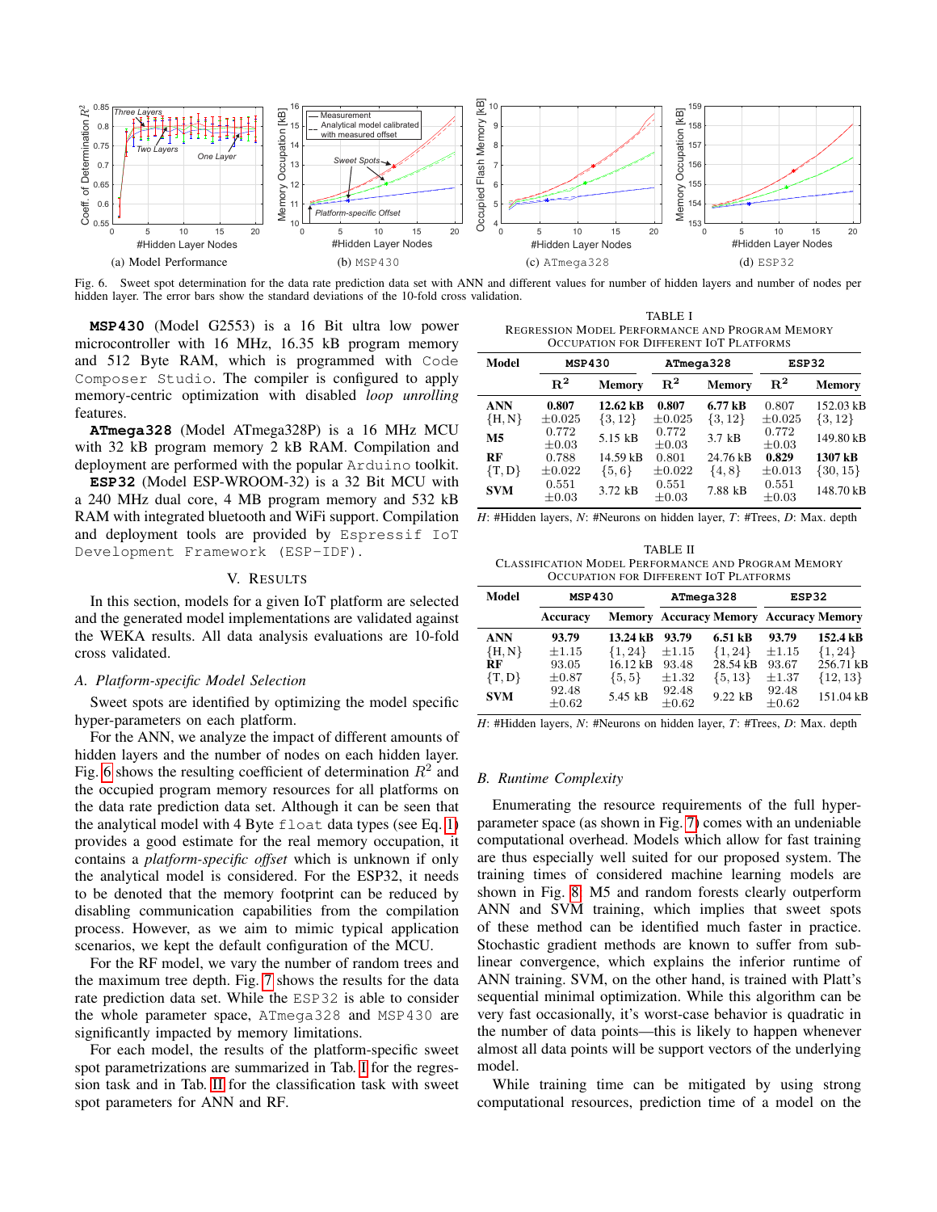Fig. 6. Sweet spot determination for the data rate prediction data set with ANN and different values for number of hidden layers and number of nodes per hidden layer. The error bars show the standard deviations of the 10-fold cross validation.

(a) Model Performance (b) MSP430 (c) ATmega328 (d) ESP32

**MSP430** (Model G2553) is a 16 Bit ultra low power microcontroller with 16 MHz, 16.35 kB program memory and 512 Byte RAM, which is programmed with Code Composer Studio. The compiler is configured to apply memory-centric optimization with disabled *loop unrolling* features.

**ATmega328** (Model ATmega328P) is a 16 MHz MCU with 32 kB program memory 2 kB RAM. Compilation and deployment are performed with the popular Arduino toolkit.

**ESP32** (Model ESP-WROOM-32) is a 32 Bit MCU with a 240 MHz dual core, 4 MB program memory and 532 kB RAM with integrated bluetooth and WiFi support. Compilation and deployment tools are provided by Espressif IoT Development Framework (ESP-IDF).

## V. Results

In this section, models for a given IoT platform are selected and the generated model implementations are validated against the WEKA results. All data analysis evaluations are 10-fold cross validated.

### A. Platform-specific Model Selection

Sweet spots are identified by optimizing the model specific hyper-parameters on each platform.

For the ANN, we analyze the impact of different amounts of hidden layers and the number of nodes on each hidden layer. Fig. 6 shows the resulting coefficient of determination $R^2$ and the occupied program memory resources for all platforms on the data rate prediction data set. Although it can be seen that the analytical model with 4 Byte float data types (see Eq. 1) provides a good estimate for the real memory occupation, it contains a *platform-specific offset* which is unknown if only the analytical model is considered. For the ESP32, it needs to be denoted that the memory footprint can be reduced by disabling communication capabilities from the compilation process. However, as we aim to mimic typical application scenarios, we kept the default configuration of the MCU.

For the RF model, we vary the number of random trees and the maximum tree depth. Fig. 7 shows the results for the data rate prediction data set. While the ESP32 is able to consider the whole parameter space, ATmega328 and MSP430 are significantly impacted by memory limitations.

For each model, the results of the platform-specific sweet spot parameterizations are summarized in Tab. I for the regression task and in Tab. II for the classification task with sweet spot parameters for ANN and RF.

TABLE I
Regression Model Performance and Program Memory Occupation for Different IoT Platforms

| Model | MSP430 | | ATmega328 | | ESP32 | |
|---|---|---|---|---|---|---|
| | $R^2$ | Memory | $R^2$ | Memory | $R^2$ | Memory |
| ANN $\{H, N\}$ | **0.807** $\pm 0.025$ | **12.62 kB** $\{3, 12\}$ | **0.807** $\pm 0.025$ | **6.77 kB** $\{3, 12\}$ | 0.807 $\pm 0.025$ | 152.03 kB $\{3, 12\}$ |
| M5 | 0.772 $\pm 0.03$ | 5.15 kB | 0.772 $\pm 0.03$ | 3.7 kB | 0.772 $\pm 0.03$ | 149.80 kB |
| RF $\{T, D\}$ | 0.788 $\pm 0.022$ | 14.59 kB $\{5, 6\}$ | 0.801 $\pm 0.022$ | 24.76 kB $\{4, 8\}$ | **0.829** $\pm 0.013$ | **1307 kB** $\{30, 15\}$ |
| SVM | 0.551 $\pm 0.03$ | 3.72 kB | 0.551 $\pm 0.03$ | 7.88 kB | 0.551 $\pm 0.03$ | 148.70 kB |

*H*: #Hidden layers, *N*: #Neurons on hidden layer, *T*: #Trees, *D*: Max. depth

TABLE II
Classification Model Performance and Program Memory Occupation for Different IoT Platforms

| Model | MSP430 | | ATmega328 | | ESP32 | |
|---|---|---|---|---|---|---|
| | Accuracy | Memory | Accuracy | Memory | Accuracy | Memory |
| ANN $\{H, N\}$ | **93.79** $\pm 1.15$ | **13.24 kB** $\{1, 24\}$ | **93.79** $\pm 1.15$ | **6.51 kB** $\{1, 24\}$ | **93.79** $\pm 1.15$ | **152.4 kB** $\{1, 24\}$ |
| RF $\{T, D\}$ | 93.05 $\pm 0.87$ | 16.12 kB $\{5, 5\}$ | 93.48 $\pm 1.32$ | 28.54 kB $\{5, 13\}$ | 93.67 $\pm 1.37$ | 256.71 kB $\{12, 13\}$ |
| SVM | 92.48 $\pm 0.62$ | 5.45 kB | 92.48 $\pm 0.62$ | 9.22 kB | 92.48 $\pm 0.62$ | 151.04 kB |

*H*: #Hidden layers, *N*: #Neurons on hidden layer, *T*: #Trees, *D*: Max. depth

### B. Runtime Complexity

Enumerating the resource requirements of the full hyper-parameter space (as shown in Fig. 7) comes with an undeniable computational overhead. Models which allow for fast training are thus especially well suited for our proposed system. The training times of considered machine learning models are shown in Fig. 8. M5 and random forests clearly outperform ANN and SVM training, which implies that sweet spots of these method can be identified much faster in practice. Stochastic gradient methods are known to suffer from sub-linear convergence, which explains the inferior runtime of ANN training. SVM, on the other hand, is trained with Platt's sequential minimal optimization. While this algorithm can be very fast occasionally, it's worst-case behavior is quadratic in the number of data points—this is likely to happen whenever almost all data points will be support vectors of the underlying model.

While training time can be mitigated by using strong computational resources, prediction time of a model on the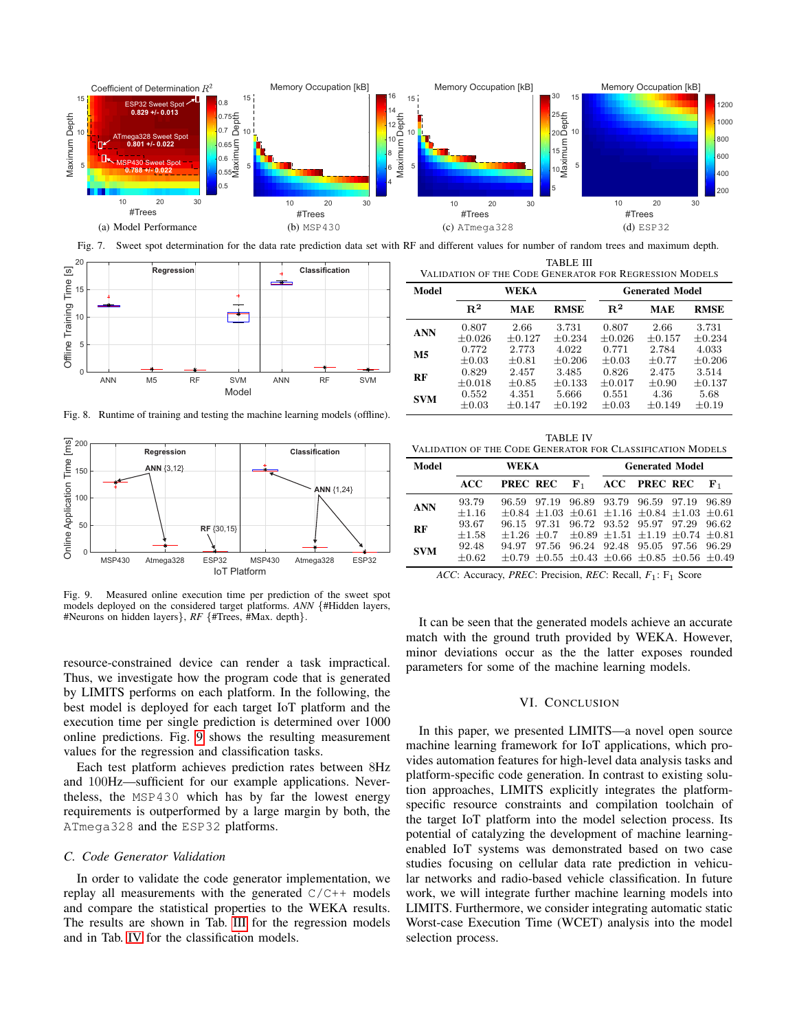Fig. 7. Sweet spot determination for the data rate prediction data set with RF and different values for number of random trees and maximum depth.

Fig. 8. Runtime of training and testing the machine learning models (offline).

Fig. 9. Measured online execution time per prediction of the sweet spot models deployed on the considered target platforms. *ANN* {#Hidden layers, #Neurons on hidden layers}, *RF* {#Trees, #Max. depth}.

resource-constrained device can render a task impractical. Thus, we investigate how the program code that is generated by LIMITS performs on each platform. In the following, the best model is deployed for each target IoT platform and the execution time per single prediction is determined over 1000 online predictions. Fig. 9 shows the resulting measurement values for the regression and classification tasks.

Each test platform achieves prediction rates between 8Hz and 100Hz—sufficient for our example applications. Nevertheless, the `MSP430` which has by far the lowest energy requirements is outperformed by a large margin by both, the `ATmega328` and the `ESP32` platforms.

### C. Code Generator Validation

In order to validate the code generator implementation, we replay all measurements with the generated `C/C++` models and compare the statistical properties to the WEKA results. The results are shown in Tab. III for the regression models and in Tab. IV for the classification models.

TABLE III
VALIDATION OF THE CODE GENERATOR FOR REGRESSION MODELS

| Model | WEKA | | | Generated Model | | |
|---|---|---|---|---|---|---|
| | $R^2$ | MAE | RMSE | $R^2$ | MAE | RMSE |
| ANN | 0.807 ±0.026 | 2.66 ±0.127 | 3.731 ±0.234 | 0.807 ±0.026 | 2.66 ±0.157 | 3.731 ±0.234 |
| M5 | 0.772 ±0.03 | 2.773 ±0.81 | 4.022 ±0.206 | 0.771 ±0.03 | 2.784 ±0.77 | 4.033 ±0.206 |
| RF | 0.829 ±0.018 | 2.457 ±0.85 | 3.485 ±0.133 | 0.826 ±0.017 | 2.475 ±0.90 | 3.514 ±0.137 |
| SVM | 0.552 ±0.03 | 4.351 ±0.147 | 5.666 ±0.192 | 0.551 ±0.03 | 4.36 ±0.149 | 5.68 ±0.19 |

TABLE IV
VALIDATION OF THE CODE GENERATOR FOR CLASSIFICATION MODELS

| Model | WEKA | | | | Generated Model | | | |
|---|---|---|---|---|---|---|---|---|
| | ACC | PREC | REC | $F_1$ | ACC | PREC | REC | $F_1$ |
| ANN | 93.79 ±1.16 | 96.59 ±0.84 | 97.19 ±1.03 | 96.89 ±0.61 | 93.79 ±1.16 | 96.59 ±0.84 | 97.19 ±1.03 | 96.89 ±0.61 |
| RF | 93.67 ±1.58 | 96.15 ±1.26 | 97.31 ±0.7 | 96.72 ±0.89 | 93.52 ±1.51 | 95.97 ±1.19 | 97.29 ±0.74 | 96.62 ±0.81 |
| SVM | 92.48 ±0.62 | 94.97 ±0.79 | 97.56 ±0.55 | 96.24 ±0.43 | 92.48 ±0.66 | 95.05 ±0.85 | 97.56 ±0.56 | 96.29 ±0.49 |

*ACC*: Accuracy, *PREC*: Precision, *REC*: Recall, $F_1$: $F_1$ Score

It can be seen that the generated models achieve an accurate match with the ground truth provided by WEKA. However, minor deviations occur as the the latter exposes rounded parameters for some of the machine learning models.

## VI. CONCLUSION

In this paper, we presented LIMITS—a novel open source machine learning framework for IoT applications, which provides automation features for high-level data analysis tasks and platform-specific code generation. In contrast to existing solution approaches, LIMITS explicitly integrates the platform-specific resource constraints and compilation toolchain of the target IoT platform into the model selection process. Its potential of catalyzing the development of machine learning-enabled IoT systems was demonstrated based on two case studies focusing on cellular data rate prediction in vehicular networks and radio-based vehicle classification. In future work, we will integrate further machine learning models into LIMITS. Furthermore, we consider integrating automatic static Worst-case Execution Time (WCET) analysis into the model selection process.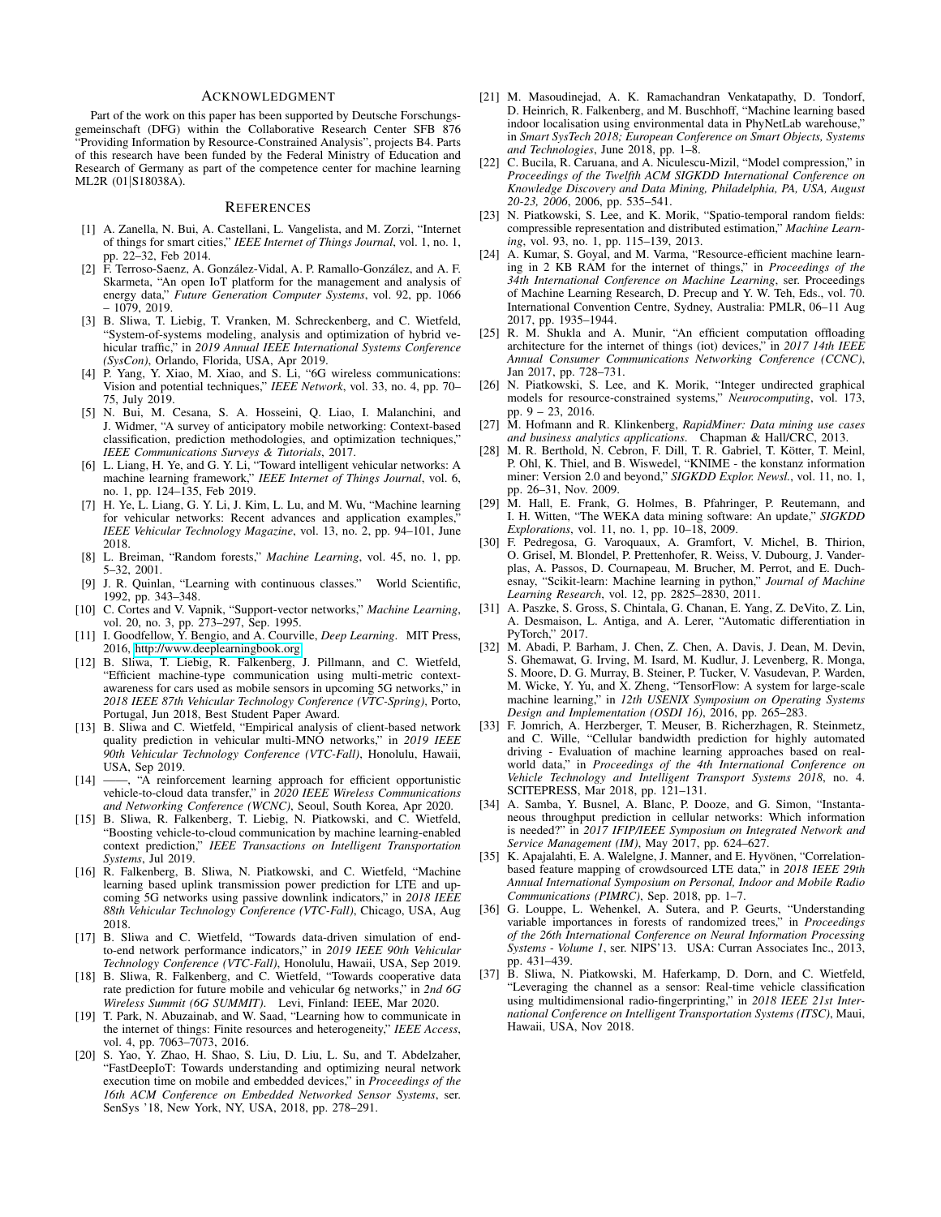## ACKNOWLEDGMENT

Part of the work on this paper has been supported by Deutsche Forschungsgemeinschaft (DFG) within the Collaborative Research Center SFB 876 "Providing Information by Resource-Constrained Analysis", projects B4. Parts of this research have been funded by the Federal Ministry of Education and Research of Germany as part of the competence center for machine learning ML2R (01|S18038A).

## REFERENCES

[1] A. Zanella, N. Bui, A. Castellani, L. Vangelista, and M. Zorzi, "Internet of things for smart cities," *IEEE Internet of Things Journal*, vol. 1, no. 1, pp. 22–32, Feb 2014.

[2] F. Terroso-Saenz, A. González-Vidal, A. P. Ramallo-González, and A. F. Skarmeta, "An open IoT platform for the management and analysis of energy data," *Future Generation Computer Systems*, vol. 92, pp. 1066 – 1079, 2019.

[3] B. Sliwa, T. Liebig, T. Vranken, M. Schreckenberg, and C. Wietfeld, "System-of-systems modeling, analysis and optimization of hybrid vehicular traffic," in *2019 Annual IEEE International Systems Conference (SysCon)*, Orlando, Florida, USA, Apr 2019.

[4] P. Yang, Y. Xiao, M. Xiao, and S. Li, "6G wireless communications: Vision and potential techniques," *IEEE Network*, vol. 33, no. 4, pp. 70–75, July 2019.

[5] N. Bui, M. Cesana, S. A. Hosseini, Q. Liao, I. Malanchini, and J. Widmer, "A survey of anticipatory mobile networking: Context-based classification, prediction methodologies, and optimization techniques," *IEEE Communications Surveys & Tutorials*, 2017.

[6] L. Liang, H. Ye, and G. Y. Li, "Toward intelligent vehicular networks: A machine learning framework," *IEEE Internet of Things Journal*, vol. 6, no. 1, pp. 124–135, Feb 2019.

[7] H. Ye, L. Liang, G. Y. Li, J. Kim, L. Lu, and M. Wu, "Machine learning for vehicular networks: Recent advances and application examples," *IEEE Vehicular Technology Magazine*, vol. 13, no. 2, pp. 94–101, June 2018.

[8] L. Breiman, "Random forests," *Machine Learning*, vol. 45, no. 1, pp. 5–32, 2001.

[9] J. R. Quinlan, "Learning with continuous classes." World Scientific, 1992, pp. 343–348.

[10] C. Cortes and V. Vapnik, "Support-vector networks," *Machine Learning*, vol. 20, no. 3, pp. 273–297, Sep. 1995.

[11] I. Goodfellow, Y. Bengio, and A. Courville, *Deep Learning*. MIT Press, 2016, http://www.deeplearningbook.org.

[12] B. Sliwa, T. Liebig, R. Falkenberg, J. Pillmann, and C. Wietfeld, "Efficient machine-type communication using multi-metric context-awareness for cars used as mobile sensors in upcoming 5G networks," in *2018 IEEE 87th Vehicular Technology Conference (VTC-Spring)*, Porto, Portugal, Jun 2018, Best Student Paper Award.

[13] B. Sliwa and C. Wietfeld, "Empirical analysis of client-based network quality prediction in vehicular multi-MNO networks," in *2019 IEEE 90th Vehicular Technology Conference (VTC-Fall)*, Honolulu, Hawaii, USA, Sep 2019.

[14] ——, "A reinforcement learning approach for efficient opportunistic vehicle-to-cloud data transfer," in *2020 IEEE Wireless Communications and Networking Conference (WCNC)*, Seoul, South Korea, Apr 2020.

[15] B. Sliwa, R. Falkenberg, T. Liebig, N. Piatkowski, and C. Wietfeld, "Boosting vehicle-to-cloud communication by machine learning-enabled context prediction," *IEEE Transactions on Intelligent Transportation Systems*, Jul 2019.

[16] R. Falkenberg, B. Sliwa, N. Piatkowski, and C. Wietfeld, "Machine learning based uplink transmission power prediction for LTE and upcoming 5G networks using passive downlink indicators," in *2018 IEEE 88th Vehicular Technology Conference (VTC-Fall)*, Chicago, USA, Aug 2018.

[17] B. Sliwa and C. Wietfeld, "Towards data-driven simulation of end-to-end network performance indicators," in *2019 IEEE 90th Vehicular Technology Conference (VTC-Fall)*, Honolulu, Hawaii, USA, Sep 2019.

[18] B. Sliwa, R. Falkenberg, and C. Wietfeld, "Towards cooperative data rate prediction for future mobile and vehicular 6g networks," in *2nd 6G Wireless Summit (6G SUMMIT)*. Levi, Finland: IEEE, Mar 2020.

[19] T. Park, N. Abuzainab, and W. Saad, "Learning how to communicate in the internet of things: Finite resources and heterogeneity," *IEEE Access*, vol. 4, pp. 7063–7073, 2016.

[20] S. Yao, Y. Zhao, H. Shao, S. Liu, D. Liu, L. Su, and T. Abdelzaher, "FastDeepIoT: Towards understanding and optimizing neural network execution time on mobile and embedded devices," in *Proceedings of the 16th ACM Conference on Embedded Networked Sensor Systems*, ser. SenSys '18, New York, NY, USA, 2018, pp. 278–291.

[21] M. Masoudinejad, A. K. Ramachandran Venkatapathy, D. Tondorf, D. Heinrich, R. Falkenberg, and M. Buschhoff, "Machine learning based indoor localisation using environmental data in PhyNetLab warehouse," in *Smart SysTech 2018; European Conference on Smart Objects, Systems and Technologies*, June 2018, pp. 1–8.

[22] C. Bucila, R. Caruana, and A. Niculescu-Mizil, "Model compression," in *Proceedings of the Twelfth ACM SIGKDD International Conference on Knowledge Discovery and Data Mining, Philadelphia, PA, USA, August 20-23, 2006*, 2006, pp. 535–541.

[23] N. Piatkowski, S. Lee, and K. Morik, "Spatio-temporal random fields: compressible representation and distributed estimation," *Machine Learning*, vol. 93, no. 1, pp. 115–139, 2013.

[24] A. Kumar, S. Goyal, and M. Varma, "Resource-efficient machine learning in 2 KB RAM for the internet of things," in *Proceedings of the 34th International Conference on Machine Learning*, ser. Proceedings of Machine Learning Research, D. Precup and Y. W. Teh, Eds., vol. 70. International Convention Centre, Sydney, Australia: PMLR, 06–11 Aug 2017, pp. 1935–1944.

[25] R. M. Shukla and A. Munir, "An efficient computation offloading architecture for the internet of things (iot) devices," in *2017 14th IEEE Annual Consumer Communications Networking Conference (CCNC)*, Jan 2017, pp. 728–731.

[26] N. Piatkowski, S. Lee, and K. Morik, "Integer undirected graphical models for resource-constrained systems," *Neurocomputing*, vol. 173, pp. 9 – 23, 2016.

[27] M. Hofmann and R. Klinkenberg, *RapidMiner: Data mining use cases and business analytics applications*. Chapman & Hall/CRC, 2013.

[28] M. R. Berthold, N. Cebron, F. Dill, T. R. Gabriel, T. Kötter, T. Meinl, P. Ohl, K. Thiel, and B. Wiswedel, "KNIME - the konstanz information miner: Version 2.0 and beyond," *SIGKDD Explor. Newsl.*, vol. 11, no. 1, pp. 26–31, Nov. 2009.

[29] M. Hall, E. Frank, G. Holmes, B. Pfahringer, P. Reutemann, and I. H. Witten, "The WEKA data mining software: An update," *SIGKDD Explorations*, vol. 11, no. 1, pp. 10–18, 2009.

[30] F. Pedregosa, G. Varoquaux, A. Gramfort, V. Michel, B. Thirion, O. Grisel, M. Blondel, P. Prettenhofer, R. Weiss, V. Dubourg, J. Vanderplas, A. Passos, D. Cournapeau, M. Brucher, M. Perrot, and E. Duchesnay, "Scikit-learn: Machine learning in python," *Journal of Machine Learning Research*, vol. 12, pp. 2825–2830, 2011.

[31] A. Paszke, S. Gross, S. Chintala, G. Chanan, E. Yang, Z. DeVito, Z. Lin, A. Desmaison, L. Antiga, and A. Lerer, "Automatic differentiation in PyTorch," 2017.

[32] M. Abadi, P. Barham, J. Chen, Z. Chen, A. Davis, J. Dean, M. Devin, S. Ghemawat, G. Irving, M. Isard, M. Kudlur, J. Levenberg, R. Monga, S. Moore, D. G. Murray, B. Steiner, P. Tucker, V. Vasudevan, P. Warden, M. Wicke, Y. Yu, and X. Zheng, "TensorFlow: A system for large-scale machine learning," in *12th USENIX Symposium on Operating Systems Design and Implementation (OSDI 16)*, 2016, pp. 265–283.

[33] F. Jomrich, A. Herzberger, T. Meuser, B. Richerzhagen, R. Steinmetz, and C. Wille, "Cellular bandwidth prediction for highly automated driving - Evaluation of machine learning approaches based on real-world data," in *Proceedings of the 4th International Conference on Vehicle Technology and Intelligent Transport Systems 2018*, no. 4. SCITEPRESS, Mar 2018, pp. 121–131.

[34] A. Samba, Y. Busnel, A. Blanc, P. Dooze, and G. Simon, "Instantaneous throughput prediction in cellular networks: Which information is needed?" in *2017 IFIP/IEEE Symposium on Integrated Network and Service Management (IM)*, May 2017, pp. 624–627.

[35] K. Apajalahti, E. A. Walelgne, J. Manner, and E. Hyvönen, "Correlation-based feature mapping of crowdsourced LTE data," in *2018 IEEE 29th Annual International Symposium on Personal, Indoor and Mobile Radio Communications (PIMRC)*, Sep. 2018, pp. 1–7.

[36] G. Louppe, L. Wehenkel, A. Sutera, and P. Geurts, "Understanding variable importances in forests of randomized trees," in *Proceedings of the 26th International Conference on Neural Information Processing Systems - Volume 1*, ser. NIPS'13. USA: Curran Associates Inc., 2013, pp. 431–439.

[37] B. Sliwa, N. Piatkowski, M. Haferkamp, D. Dorn, and C. Wietfeld, "Leveraging the channel as a sensor: Real-time vehicle classification using multidimensional radio-fingerprinting," in *2018 IEEE 21st International Conference on Intelligent Transportation Systems (ITSC)*, Maui, Hawaii, USA, Nov 2018.